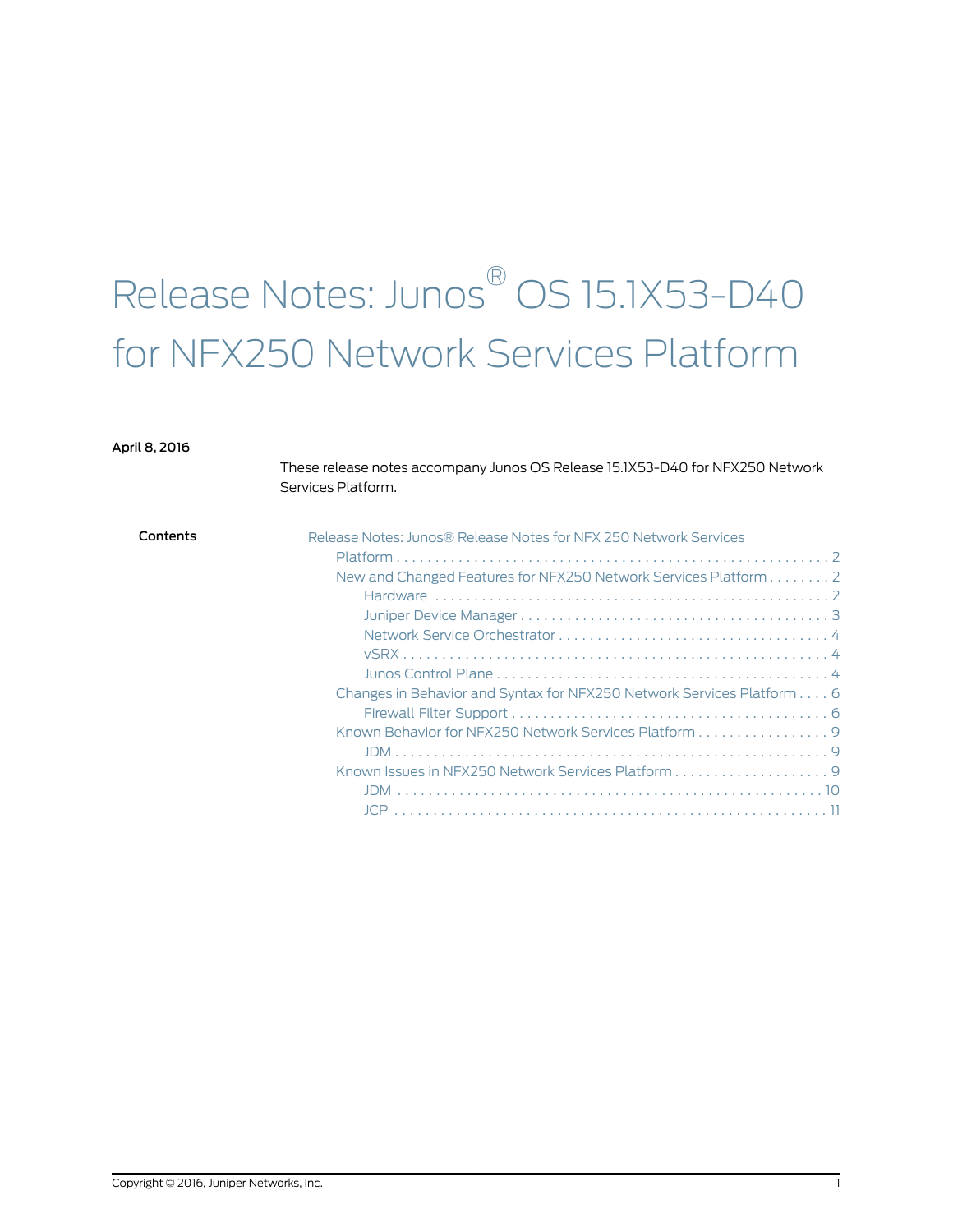# Release Notes: Junos® OS 15.1X53-D40 for NFX250 Network Services Platform

**April 8, 2016**

These release notes accompany Junos OS Release 15.1X53-D40 for NFX250 Network Services Platform.

**Contents**

- Release Notes: Junos® Release Notes for NFX 250 Network Services Platform . . . . . 2
  - New and Changed Features for NFX250 Network Services Platform . . . . . 2
    - Hardware . . . . . 2
    - Juniper Device Manager . . . . . 3
    - Network Service Orchestrator . . . . . 4
    - vSRX . . . . . 4
    - Junos Control Plane . . . . . 4
  - Changes in Behavior and Syntax for NFX250 Network Services Platform . . . . 6
    - Firewall Filter Support . . . . . 6
  - Known Behavior for NFX250 Network Services Platform . . . . . 9
    - JDM . . . . . 9
  - Known Issues in NFX250 Network Services Platform . . . . . 9
    - JDM . . . . . 10
    - JCP . . . . . 11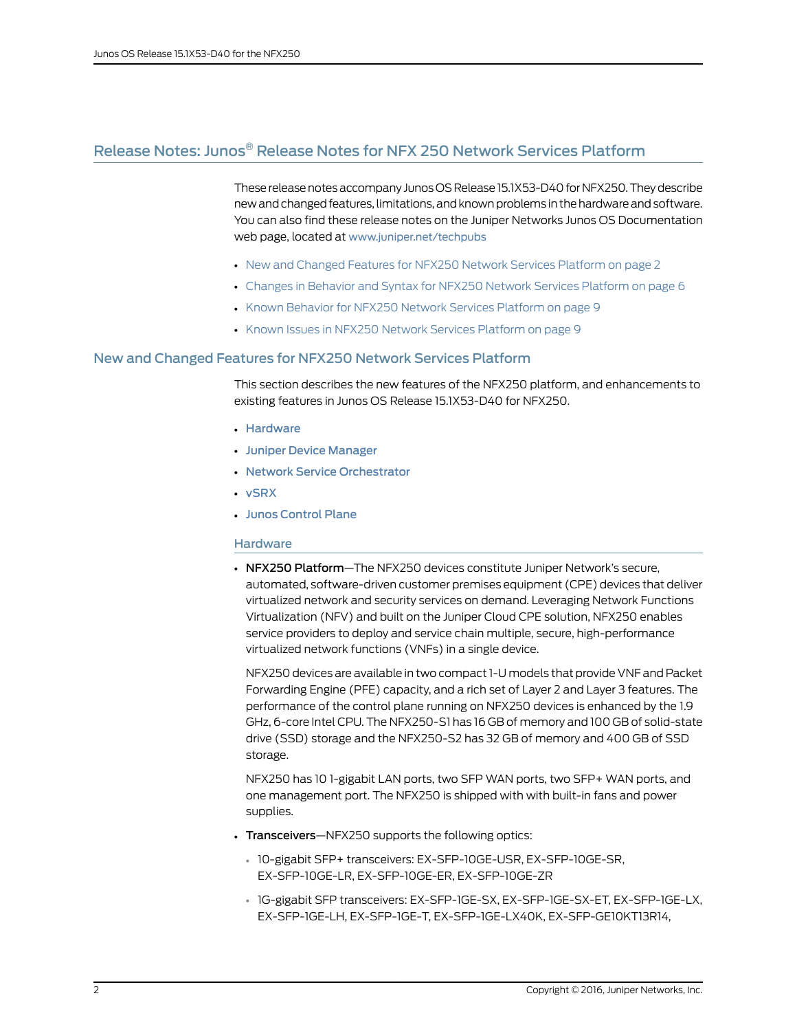## Release Notes: Junos® Release Notes for NFX 250 Network Services Platform

These release notes accompany Junos OS Release 15.1X53-D40 for NFX250. They describe new and changed features, limitations, and known problems in the hardware and software. You can also find these release notes on the Juniper Networks Junos OS Documentation web page, located at www.juniper.net/techpubs

- New and Changed Features for NFX250 Network Services Platform on page 2
- Changes in Behavior and Syntax for NFX250 Network Services Platform on page 6
- Known Behavior for NFX250 Network Services Platform on page 9
- Known Issues in NFX250 Network Services Platform on page 9

## New and Changed Features for NFX250 Network Services Platform

This section describes the new features of the NFX250 platform, and enhancements to existing features in Junos OS Release 15.1X53-D40 for NFX250.

- Hardware
- Juniper Device Manager
- Network Service Orchestrator
- vSRX
- Junos Control Plane

### Hardware

- **NFX250 Platform**—The NFX250 devices constitute Juniper Network's secure, automated, software-driven customer premises equipment (CPE) devices that deliver virtualized network and security services on demand. Leveraging Network Functions Virtualization (NFV) and built on the Juniper Cloud CPE solution, NFX250 enables service providers to deploy and service chain multiple, secure, high-performance virtualized network functions (VNFs) in a single device.

  NFX250 devices are available in two compact 1-U models that provide VNF and Packet Forwarding Engine (PFE) capacity, and a rich set of Layer 2 and Layer 3 features. The performance of the control plane running on NFX250 devices is enhanced by the 1.9 GHz, 6-core Intel CPU. The NFX250-S1 has 16 GB of memory and 100 GB of solid-state drive (SSD) storage and the NFX250-S2 has 32 GB of memory and 400 GB of SSD storage.

  NFX250 has 10 1-gigabit LAN ports, two SFP WAN ports, two SFP+ WAN ports, and one management port. The NFX250 is shipped with with built-in fans and power supplies.

- **Transceivers**—NFX250 supports the following optics:
  - 10-gigabit SFP+ transceivers: EX-SFP-10GE-USR, EX-SFP-10GE-SR, EX-SFP-10GE-LR, EX-SFP-10GE-ER, EX-SFP-10GE-ZR
  - 1G-gigabit SFP transceivers: EX-SFP-1GE-SX, EX-SFP-1GE-SX-ET, EX-SFP-1GE-LX, EX-SFP-1GE-LH, EX-SFP-1GE-T, EX-SFP-1GE-LX40K, EX-SFP-GE10KT13R14,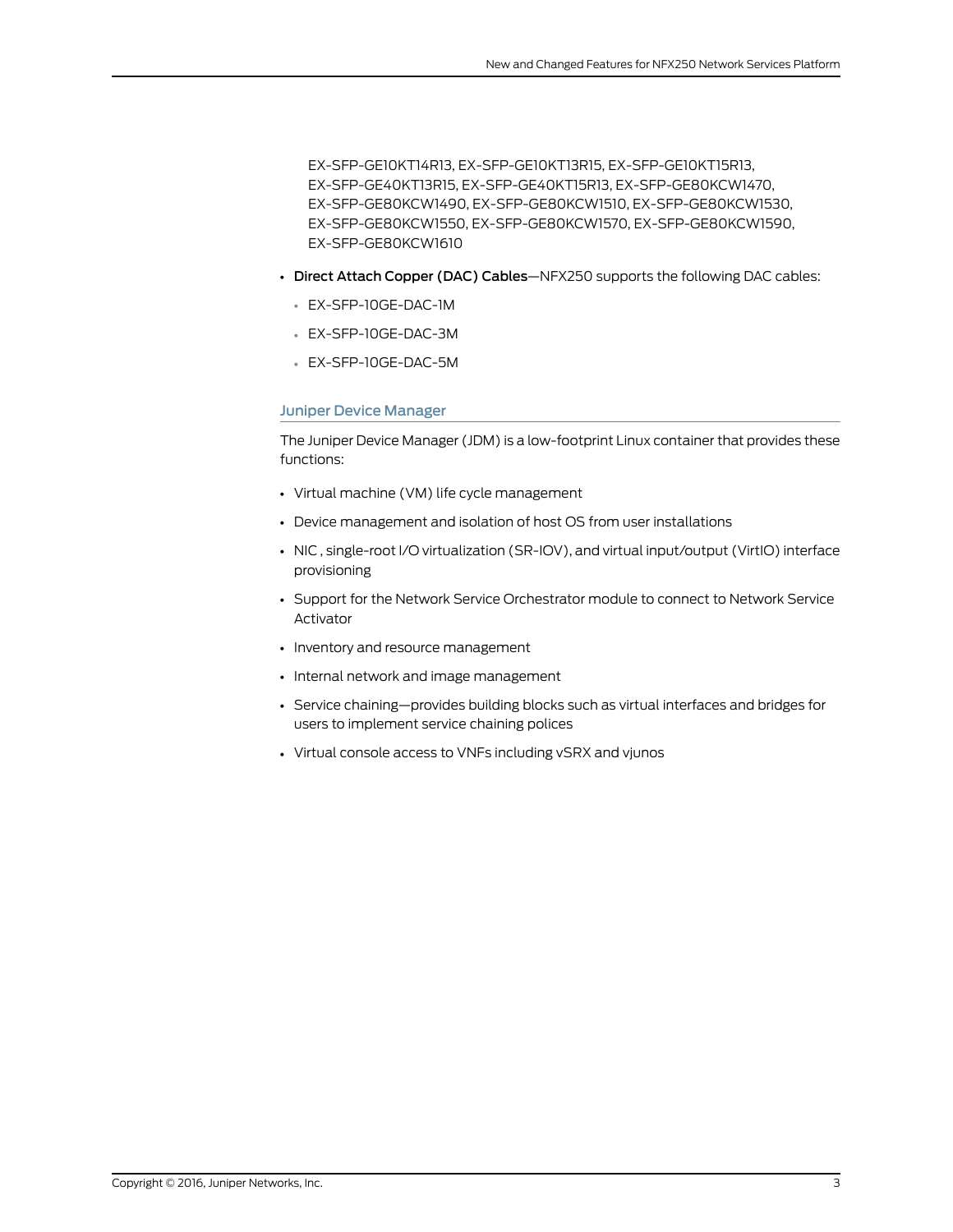EX-SFP-GE10KT14R13, EX-SFP-GE10KT13R15, EX-SFP-GE10KT15R13, EX-SFP-GE40KT13R15, EX-SFP-GE40KT15R13, EX-SFP-GE80KCW1470, EX-SFP-GE80KCW1490, EX-SFP-GE80KCW1510, EX-SFP-GE80KCW1530, EX-SFP-GE80KCW1550, EX-SFP-GE80KCW1570, EX-SFP-GE80KCW1590, EX-SFP-GE80KCW1610

- **Direct Attach Copper (DAC) Cables**—NFX250 supports the following DAC cables:
  - EX-SFP-10GE-DAC-1M
  - EX-SFP-10GE-DAC-3M
  - EX-SFP-10GE-DAC-5M

### Juniper Device Manager

The Juniper Device Manager (JDM) is a low-footprint Linux container that provides these functions:

- Virtual machine (VM) life cycle management
- Device management and isolation of host OS from user installations
- NIC , single-root I/O virtualization (SR-IOV), and virtual input/output (VirtIO) interface provisioning
- Support for the Network Service Orchestrator module to connect to Network Service Activator
- Inventory and resource management
- Internal network and image management
- Service chaining—provides building blocks such as virtual interfaces and bridges for users to implement service chaining polices
- Virtual console access to VNFs including vSRX and vjunos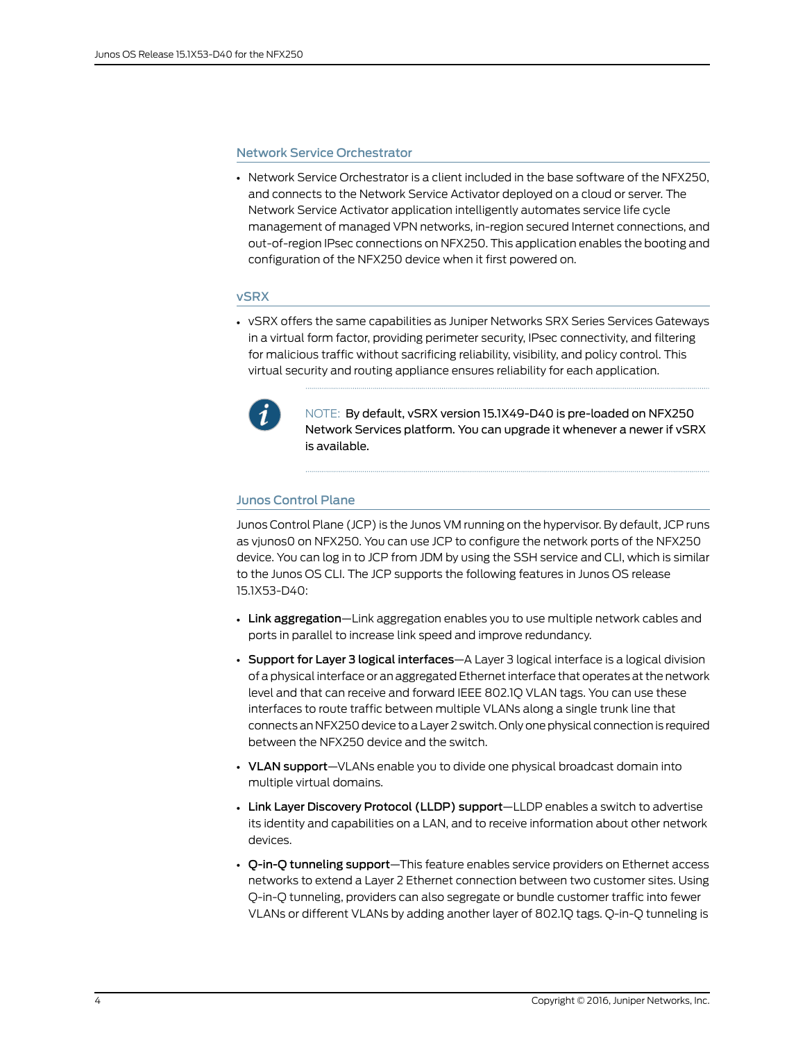### Network Service Orchestrator

- Network Service Orchestrator is a client included in the base software of the NFX250, and connects to the Network Service Activator deployed on a cloud or server. The Network Service Activator application intelligently automates service life cycle management of managed VPN networks, in-region secured Internet connections, and out-of-region IPsec connections on NFX250. This application enables the booting and configuration of the NFX250 device when it first powered on.

### vSRX

- vSRX offers the same capabilities as Juniper Networks SRX Series Services Gateways in a virtual form factor, providing perimeter security, IPsec connectivity, and filtering for malicious traffic without sacrificing reliability, visibility, and policy control. This virtual security and routing appliance ensures reliability for each application.

> NOTE: By default, vSRX version 15.1X49-D40 is pre-loaded on NFX250 Network Services platform. You can upgrade it whenever a newer if vSRX is available.

### Junos Control Plane

Junos Control Plane (JCP) is the Junos VM running on the hypervisor. By default, JCP runs as vjunos0 on NFX250. You can use JCP to configure the network ports of the NFX250 device. You can log in to JCP from JDM by using the SSH service and CLI, which is similar to the Junos OS CLI. The JCP supports the following features in Junos OS release 15.1X53-D40:

- **Link aggregation**—Link aggregation enables you to use multiple network cables and ports in parallel to increase link speed and improve redundancy.
- **Support for Layer 3 logical interfaces**—A Layer 3 logical interface is a logical division of a physical interface or an aggregated Ethernet interface that operates at the network level and that can receive and forward IEEE 802.1Q VLAN tags. You can use these interfaces to route traffic between multiple VLANs along a single trunk line that connects an NFX250 device to a Layer 2 switch. Only one physical connection is required between the NFX250 device and the switch.
- **VLAN support**—VLANs enable you to divide one physical broadcast domain into multiple virtual domains.
- **Link Layer Discovery Protocol (LLDP) support**—LLDP enables a switch to advertise its identity and capabilities on a LAN, and to receive information about other network devices.
- **Q-in-Q tunneling support**—This feature enables service providers on Ethernet access networks to extend a Layer 2 Ethernet connection between two customer sites. Using Q-in-Q tunneling, providers can also segregate or bundle customer traffic into fewer VLANs or different VLANs by adding another layer of 802.1Q tags. Q-in-Q tunneling is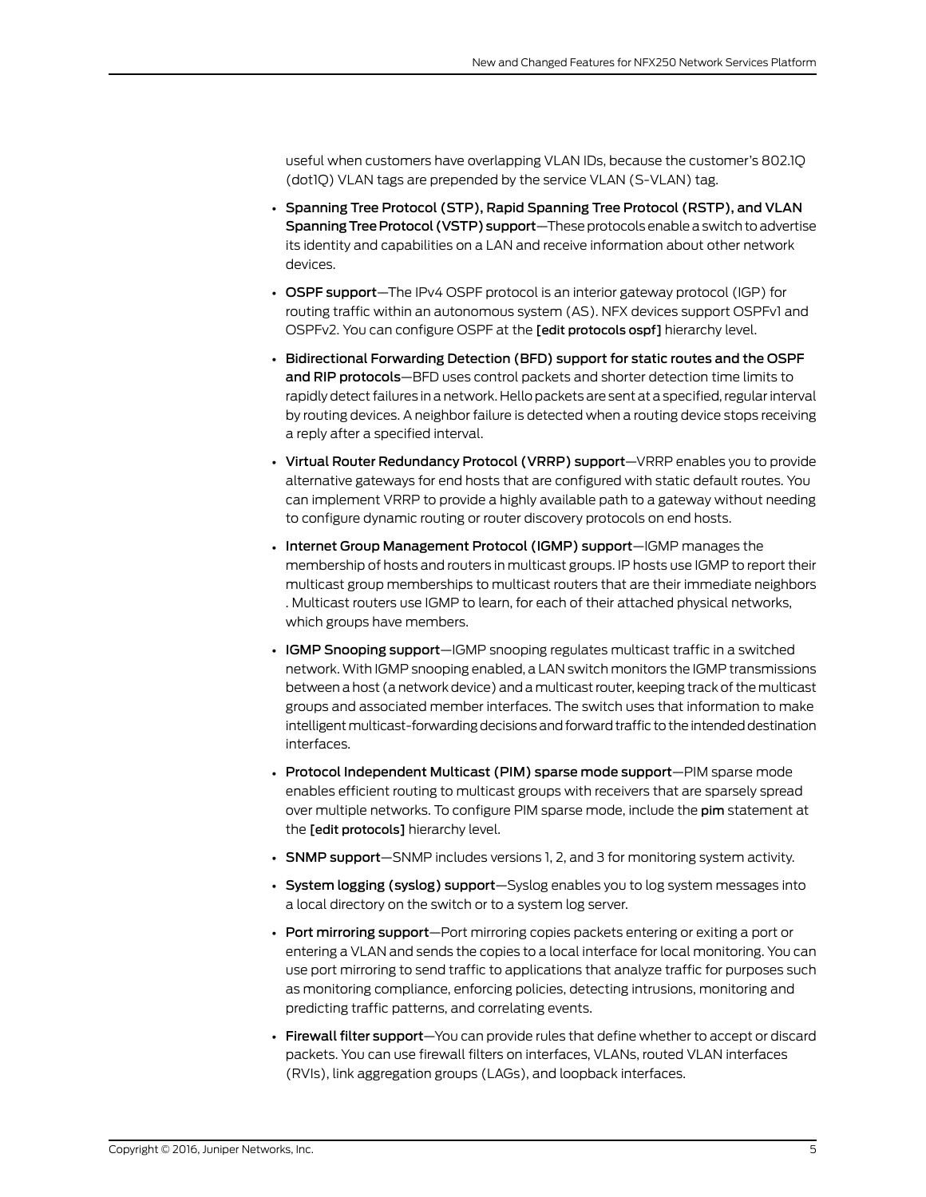useful when customers have overlapping VLAN IDs, because the customer's 802.1Q (dot1Q) VLAN tags are prepended by the service VLAN (S-VLAN) tag.

- **Spanning Tree Protocol (STP), Rapid Spanning Tree Protocol (RSTP), and VLAN Spanning Tree Protocol (VSTP) support**—These protocols enable a switch to advertise its identity and capabilities on a LAN and receive information about other network devices.
- **OSPF support**—The IPv4 OSPF protocol is an interior gateway protocol (IGP) for routing traffic within an autonomous system (AS). NFX devices support OSPFv1 and OSPFv2. You can configure OSPF at the **[edit protocols ospf]** hierarchy level.
- **Bidirectional Forwarding Detection (BFD) support for static routes and the OSPF and RIP protocols**—BFD uses control packets and shorter detection time limits to rapidly detect failures in a network. Hello packets are sent at a specified, regular interval by routing devices. A neighbor failure is detected when a routing device stops receiving a reply after a specified interval.
- **Virtual Router Redundancy Protocol (VRRP) support**—VRRP enables you to provide alternative gateways for end hosts that are configured with static default routes. You can implement VRRP to provide a highly available path to a gateway without needing to configure dynamic routing or router discovery protocols on end hosts.
- **Internet Group Management Protocol (IGMP) support**—IGMP manages the membership of hosts and routers in multicast groups. IP hosts use IGMP to report their multicast group memberships to multicast routers that are their immediate neighbors . Multicast routers use IGMP to learn, for each of their attached physical networks, which groups have members.
- **IGMP Snooping support**—IGMP snooping regulates multicast traffic in a switched network. With IGMP snooping enabled, a LAN switch monitors the IGMP transmissions between a host (a network device) and a multicast router, keeping track of the multicast groups and associated member interfaces. The switch uses that information to make intelligent multicast-forwarding decisions and forward traffic to the intended destination interfaces.
- **Protocol Independent Multicast (PIM) sparse mode support**—PIM sparse mode enables efficient routing to multicast groups with receivers that are sparsely spread over multiple networks. To configure PIM sparse mode, include the **pim** statement at the **[edit protocols]** hierarchy level.
- **SNMP support**—SNMP includes versions 1, 2, and 3 for monitoring system activity.
- **System logging (syslog) support**—Syslog enables you to log system messages into a local directory on the switch or to a system log server.
- **Port mirroring support**—Port mirroring copies packets entering or exiting a port or entering a VLAN and sends the copies to a local interface for local monitoring. You can use port mirroring to send traffic to applications that analyze traffic for purposes such as monitoring compliance, enforcing policies, detecting intrusions, monitoring and predicting traffic patterns, and correlating events.
- **Firewall filter support**—You can provide rules that define whether to accept or discard packets. You can use firewall filters on interfaces, VLANs, routed VLAN interfaces (RVIs), link aggregation groups (LAGs), and loopback interfaces.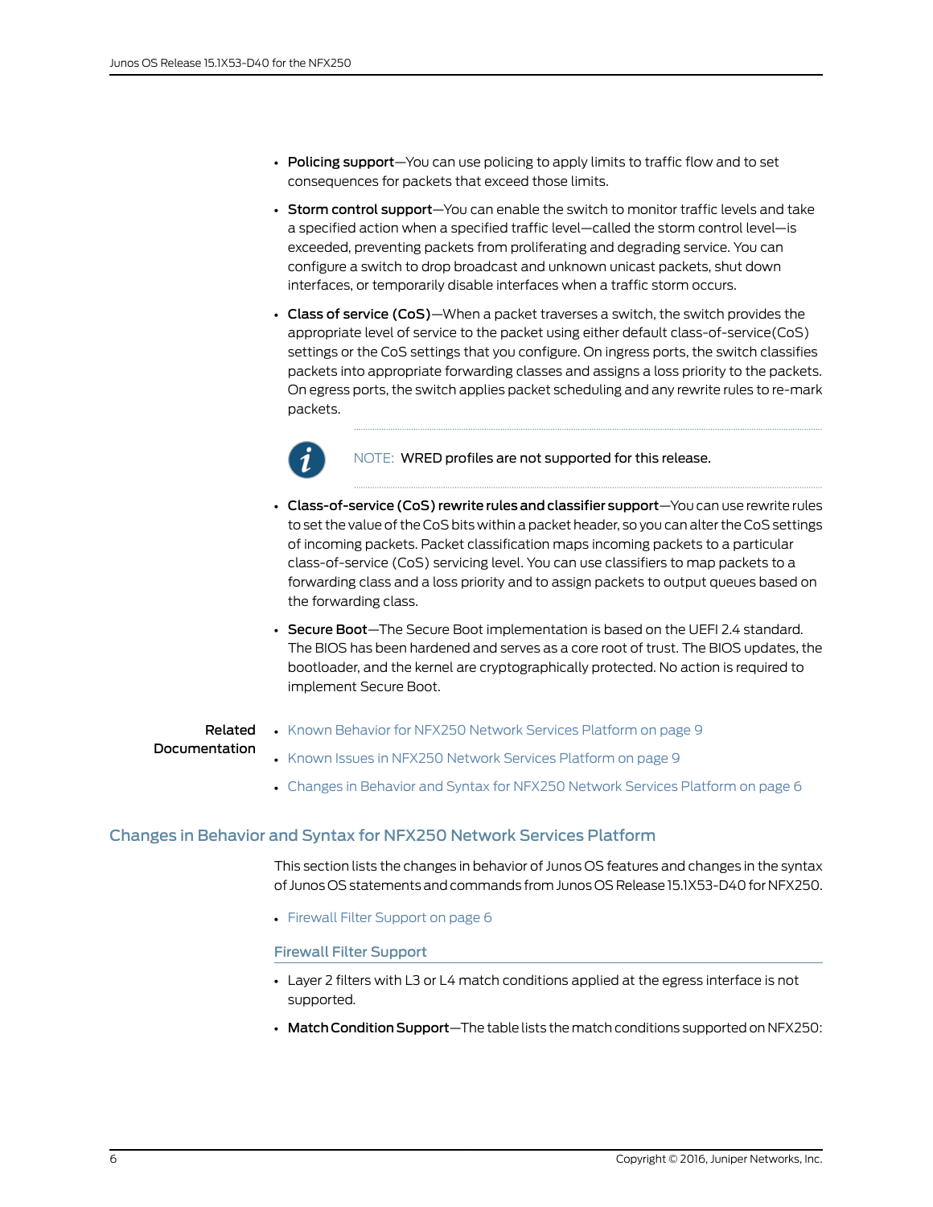- **Policing support**—You can use policing to apply limits to traffic flow and to set consequences for packets that exceed those limits.
- **Storm control support**—You can enable the switch to monitor traffic levels and take a specified action when a specified traffic level—called the storm control level—is exceeded, preventing packets from proliferating and degrading service. You can configure a switch to drop broadcast and unknown unicast packets, shut down interfaces, or temporarily disable interfaces when a traffic storm occurs.
- **Class of service (CoS)**—When a packet traverses a switch, the switch provides the appropriate level of service to the packet using either default class-of-service(CoS) settings or the CoS settings that you configure. On ingress ports, the switch classifies packets into appropriate forwarding classes and assigns a loss priority to the packets. On egress ports, the switch applies packet scheduling and any rewrite rules to re-mark packets.

  NOTE: WRED profiles are not supported for this release.

- **Class-of-service (CoS) rewrite rules and classifier support**—You can use rewrite rules to set the value of the CoS bits within a packet header, so you can alter the CoS settings of incoming packets. Packet classification maps incoming packets to a particular class-of-service (CoS) servicing level. You can use classifiers to map packets to a forwarding class and a loss priority and to assign packets to output queues based on the forwarding class.
- **Secure Boot**—The Secure Boot implementation is based on the UEFI 2.4 standard. The BIOS has been hardened and serves as a core root of trust. The BIOS updates, the bootloader, and the kernel are cryptographically protected. No action is required to implement Secure Boot.

**Related Documentation**

- Known Behavior for NFX250 Network Services Platform on page 9
- Known Issues in NFX250 Network Services Platform on page 9
- Changes in Behavior and Syntax for NFX250 Network Services Platform on page 6

## Changes in Behavior and Syntax for NFX250 Network Services Platform

This section lists the changes in behavior of Junos OS features and changes in the syntax of Junos OS statements and commands from Junos OS Release 15.1X53-D40 for NFX250.

- Firewall Filter Support on page 6

### Firewall Filter Support

- Layer 2 filters with L3 or L4 match conditions applied at the egress interface is not supported.
- **Match Condition Support**—The table lists the match conditions supported on NFX250: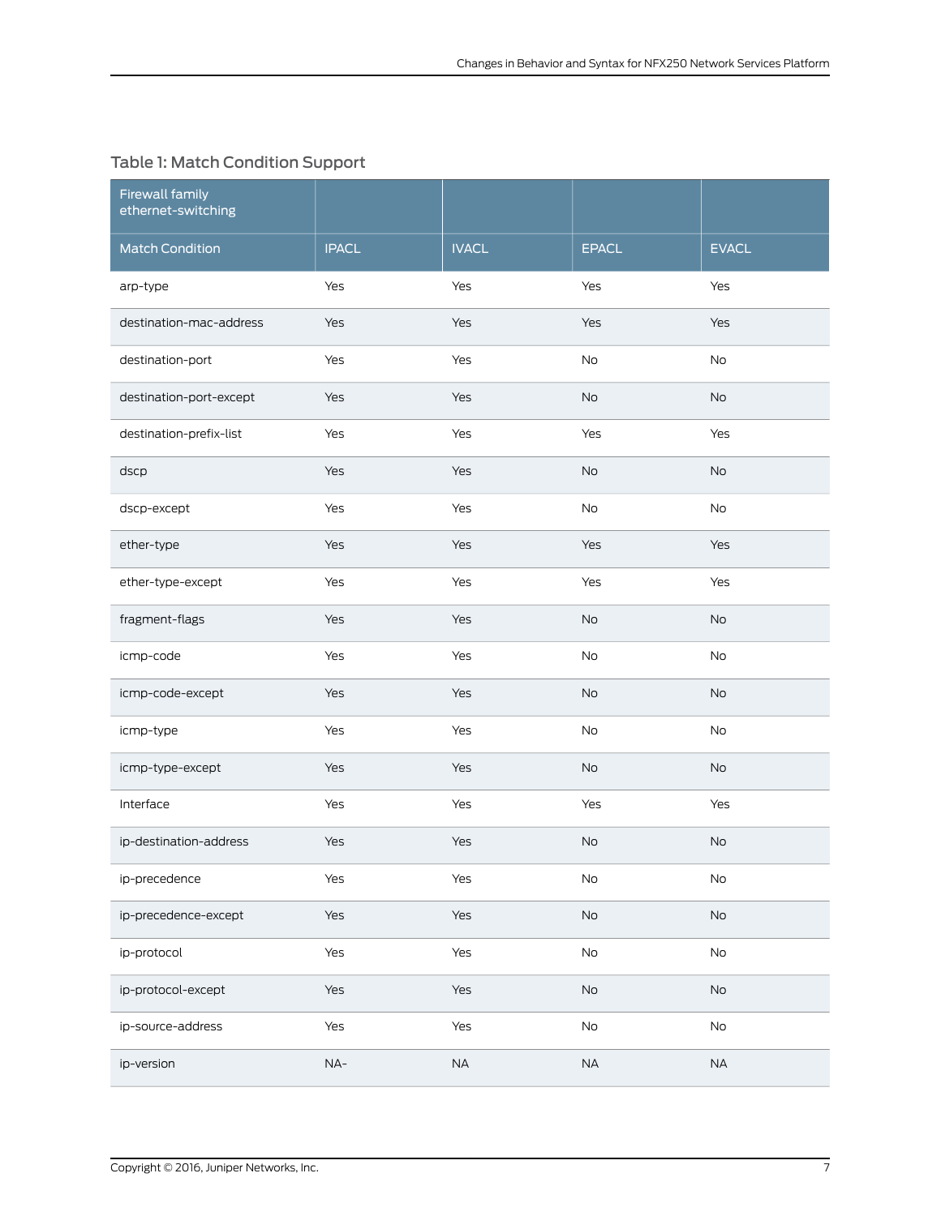Table 1: Match Condition Support

| Firewall family ethernet-switching | | | | |
|---|---|---|---|---|
| Match Condition | IPACL | IVACL | EPACL | EVACL |
| arp-type | Yes | Yes | Yes | Yes |
| destination-mac-address | Yes | Yes | Yes | Yes |
| destination-port | Yes | Yes | No | No |
| destination-port-except | Yes | Yes | No | No |
| destination-prefix-list | Yes | Yes | Yes | Yes |
| dscp | Yes | Yes | No | No |
| dscp-except | Yes | Yes | No | No |
| ether-type | Yes | Yes | Yes | Yes |
| ether-type-except | Yes | Yes | Yes | Yes |
| fragment-flags | Yes | Yes | No | No |
| icmp-code | Yes | Yes | No | No |
| icmp-code-except | Yes | Yes | No | No |
| icmp-type | Yes | Yes | No | No |
| icmp-type-except | Yes | Yes | No | No |
| Interface | Yes | Yes | Yes | Yes |
| ip-destination-address | Yes | Yes | No | No |
| ip-precedence | Yes | Yes | No | No |
| ip-precedence-except | Yes | Yes | No | No |
| ip-protocol | Yes | Yes | No | No |
| ip-protocol-except | Yes | Yes | No | No |
| ip-source-address | Yes | Yes | No | No |
| ip-version | NA- | NA | NA | NA |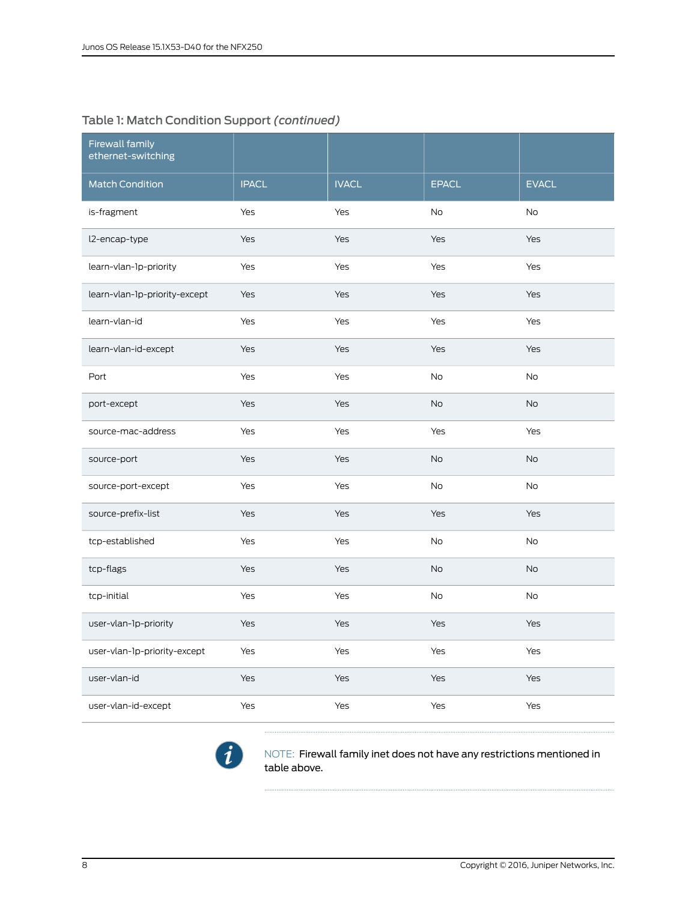Table 1: Match Condition Support *(continued)*

| Firewall family ethernet-switching | | | | |
|---|---|---|---|---|
| Match Condition | IPACL | IVACL | EPACL | EVACL |
| is-fragment | Yes | Yes | No | No |
| l2-encap-type | Yes | Yes | Yes | Yes |
| learn-vlan-1p-priority | Yes | Yes | Yes | Yes |
| learn-vlan-1p-priority-except | Yes | Yes | Yes | Yes |
| learn-vlan-id | Yes | Yes | Yes | Yes |
| learn-vlan-id-except | Yes | Yes | Yes | Yes |
| Port | Yes | Yes | No | No |
| port-except | Yes | Yes | No | No |
| source-mac-address | Yes | Yes | Yes | Yes |
| source-port | Yes | Yes | No | No |
| source-port-except | Yes | Yes | No | No |
| source-prefix-list | Yes | Yes | Yes | Yes |
| tcp-established | Yes | Yes | No | No |
| tcp-flags | Yes | Yes | No | No |
| tcp-initial | Yes | Yes | No | No |
| user-vlan-1p-priority | Yes | Yes | Yes | Yes |
| user-vlan-1p-priority-except | Yes | Yes | Yes | Yes |
| user-vlan-id | Yes | Yes | Yes | Yes |
| user-vlan-id-except | Yes | Yes | Yes | Yes |

NOTE: Firewall family inet does not have any restrictions mentioned in table above.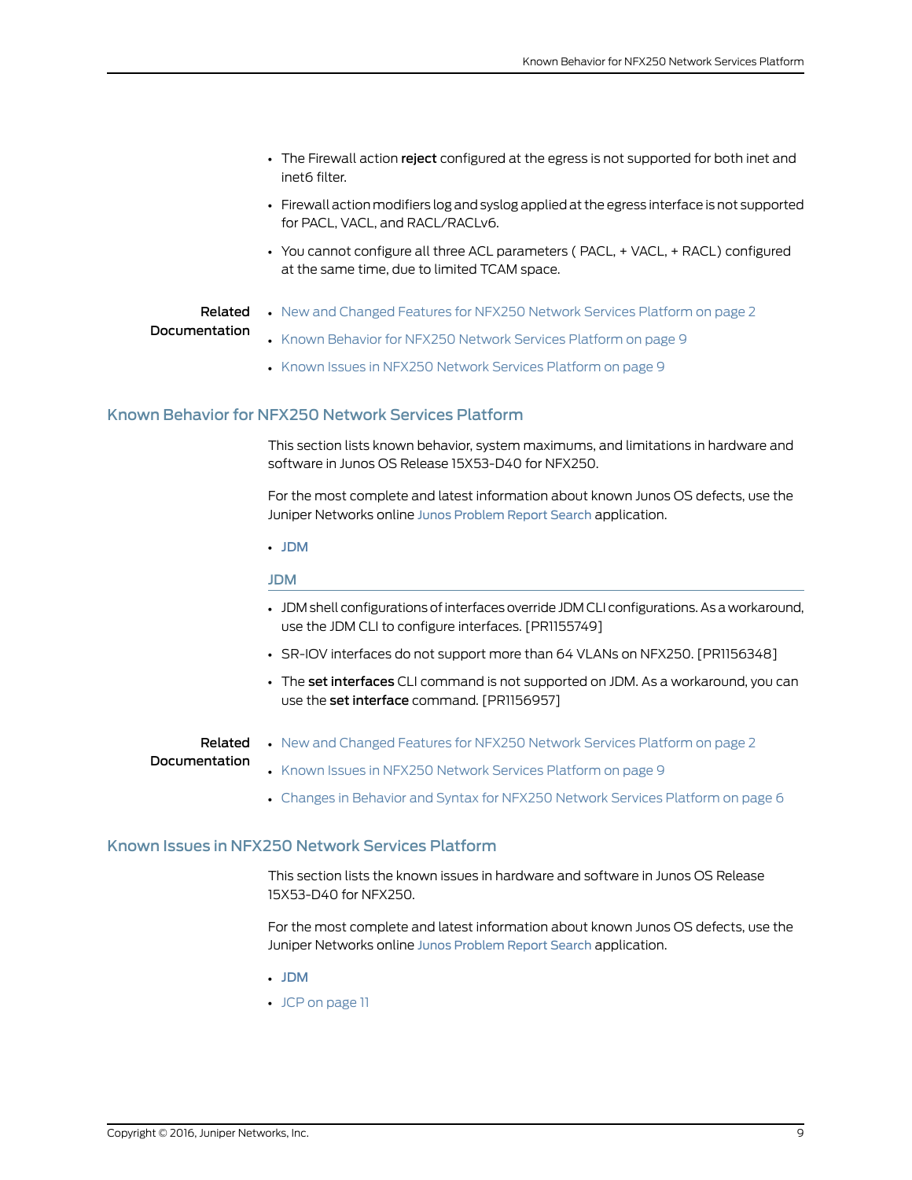- The Firewall action **reject** configured at the egress is not supported for both inet and inet6 filter.
- Firewall action modifiers log and syslog applied at the egress interface is not supported for PACL, VACL, and RACL/RACLv6.
- You cannot configure all three ACL parameters ( PACL, + VACL, + RACL) configured at the same time, due to limited TCAM space.

**Related Documentation**

- New and Changed Features for NFX250 Network Services Platform on page 2
- Known Behavior for NFX250 Network Services Platform on page 9
- Known Issues in NFX250 Network Services Platform on page 9

## Known Behavior for NFX250 Network Services Platform

This section lists known behavior, system maximums, and limitations in hardware and software in Junos OS Release 15X53-D40 for NFX250.

For the most complete and latest information about known Junos OS defects, use the Juniper Networks online Junos Problem Report Search application.

- JDM

### JDM

- JDM shell configurations of interfaces override JDM CLI configurations. As a workaround, use the JDM CLI to configure interfaces. [PR1155749]
- SR-IOV interfaces do not support more than 64 VLANs on NFX250. [PR1156348]
- The **set interfaces** CLI command is not supported on JDM. As a workaround, you can use the **set interface** command. [PR1156957]

**Related Documentation**

- New and Changed Features for NFX250 Network Services Platform on page 2
- Known Issues in NFX250 Network Services Platform on page 9
- Changes in Behavior and Syntax for NFX250 Network Services Platform on page 6

## Known Issues in NFX250 Network Services Platform

This section lists the known issues in hardware and software in Junos OS Release 15X53-D40 for NFX250.

For the most complete and latest information about known Junos OS defects, use the Juniper Networks online Junos Problem Report Search application.

- JDM
- JCP on page 11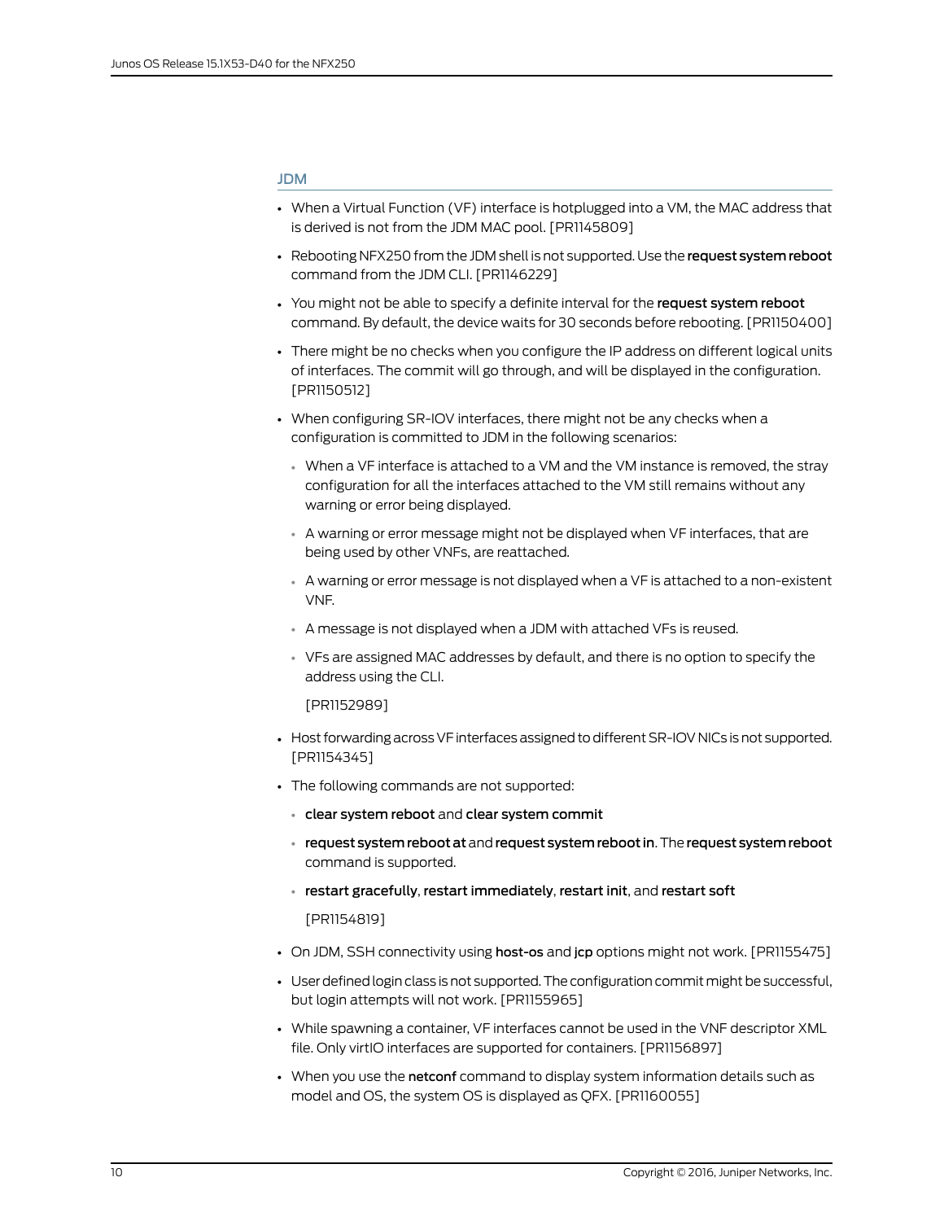### JDM

- When a Virtual Function (VF) interface is hotplugged into a VM, the MAC address that is derived is not from the JDM MAC pool. [PR1145809]
- Rebooting NFX250 from the JDM shell is not supported. Use the **request system reboot** command from the JDM CLI. [PR1146229]
- You might not be able to specify a definite interval for the **request system reboot** command. By default, the device waits for 30 seconds before rebooting. [PR1150400]
- There might be no checks when you configure the IP address on different logical units of interfaces. The commit will go through, and will be displayed in the configuration. [PR1150512]
- When configuring SR-IOV interfaces, there might not be any checks when a configuration is committed to JDM in the following scenarios:
  - When a VF interface is attached to a VM and the VM instance is removed, the stray configuration for all the interfaces attached to the VM still remains without any warning or error being displayed.
  - A warning or error message might not be displayed when VF interfaces, that are being used by other VNFs, are reattached.
  - A warning or error message is not displayed when a VF is attached to a non-existent VNF.
  - A message is not displayed when a JDM with attached VFs is reused.
  - VFs are assigned MAC addresses by default, and there is no option to specify the address using the CLI.

  [PR1152989]
- Host forwarding across VF interfaces assigned to different SR-IOV NICs is not supported. [PR1154345]
- The following commands are not supported:
  - **clear system reboot** and **clear system commit**
  - **request system reboot at** and **request system reboot in**. The **request system reboot** command is supported.
  - **restart gracefully**, **restart immediately**, **restart init**, and **restart soft**

  [PR1154819]
- On JDM, SSH connectivity using **host-os** and **jcp** options might not work. [PR1155475]
- User defined login class is not supported. The configuration commit might be successful, but login attempts will not work. [PR1155965]
- While spawning a container, VF interfaces cannot be used in the VNF descriptor XML file. Only virtIO interfaces are supported for containers. [PR1156897]
- When you use the **netconf** command to display system information details such as model and OS, the system OS is displayed as QFX. [PR1160055]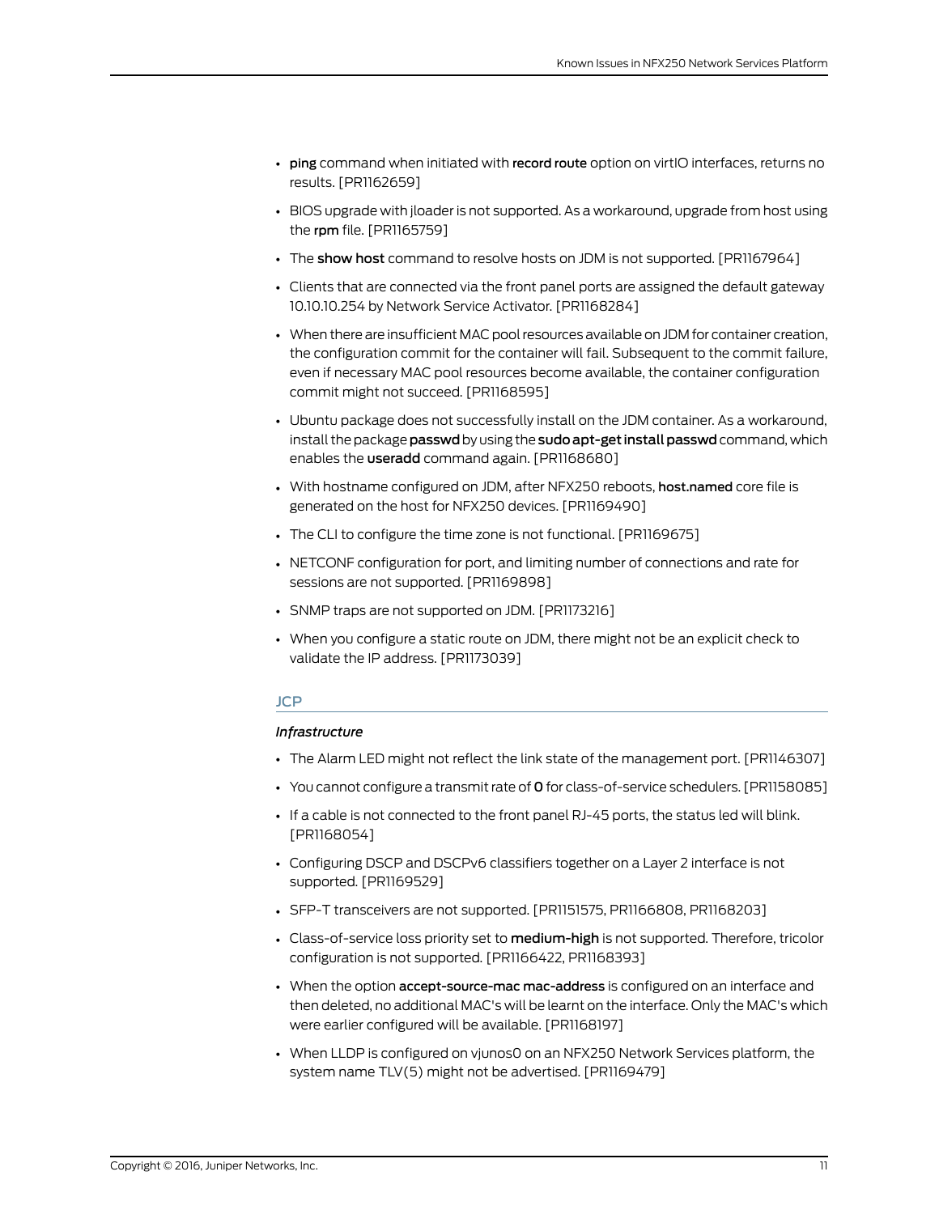- **ping** command when initiated with **record route** option on virtIO interfaces, returns no results. [PR1162659]
- BIOS upgrade with jloader is not supported. As a workaround, upgrade from host using the **rpm** file. [PR1165759]
- The **show host** command to resolve hosts on JDM is not supported. [PR1167964]
- Clients that are connected via the front panel ports are assigned the default gateway 10.10.10.254 by Network Service Activator. [PR1168284]
- When there are insufficient MAC pool resources available on JDM for container creation, the configuration commit for the container will fail. Subsequent to the commit failure, even if necessary MAC pool resources become available, the container configuration commit might not succeed. [PR1168595]
- Ubuntu package does not successfully install on the JDM container. As a workaround, install the package **passwd** by using the **sudo apt-get install passwd** command, which enables the **useradd** command again. [PR1168680]
- With hostname configured on JDM, after NFX250 reboots, **host.named** core file is generated on the host for NFX250 devices. [PR1169490]
- The CLI to configure the time zone is not functional. [PR1169675]
- NETCONF configuration for port, and limiting number of connections and rate for sessions are not supported. [PR1169898]
- SNMP traps are not supported on JDM. [PR1173216]
- When you configure a static route on JDM, there might not be an explicit check to validate the IP address. [PR1173039]

## JCP

### *Infrastructure*

- The Alarm LED might not reflect the link state of the management port. [PR1146307]
- You cannot configure a transmit rate of **0** for class-of-service schedulers. [PR1158085]
- If a cable is not connected to the front panel RJ-45 ports, the status led will blink. [PR1168054]
- Configuring DSCP and DSCPv6 classifiers together on a Layer 2 interface is not supported. [PR1169529]
- SFP-T transceivers are not supported. [PR1151575, PR1166808, PR1168203]
- Class-of-service loss priority set to **medium-high** is not supported. Therefore, tricolor configuration is not supported. [PR1166422, PR1168393]
- When the option **accept-source-mac mac-address** is configured on an interface and then deleted, no additional MAC's will be learnt on the interface. Only the MAC's which were earlier configured will be available. [PR1168197]
- When LLDP is configured on vjunos0 on an NFX250 Network Services platform, the system name TLV(5) might not be advertised. [PR1169479]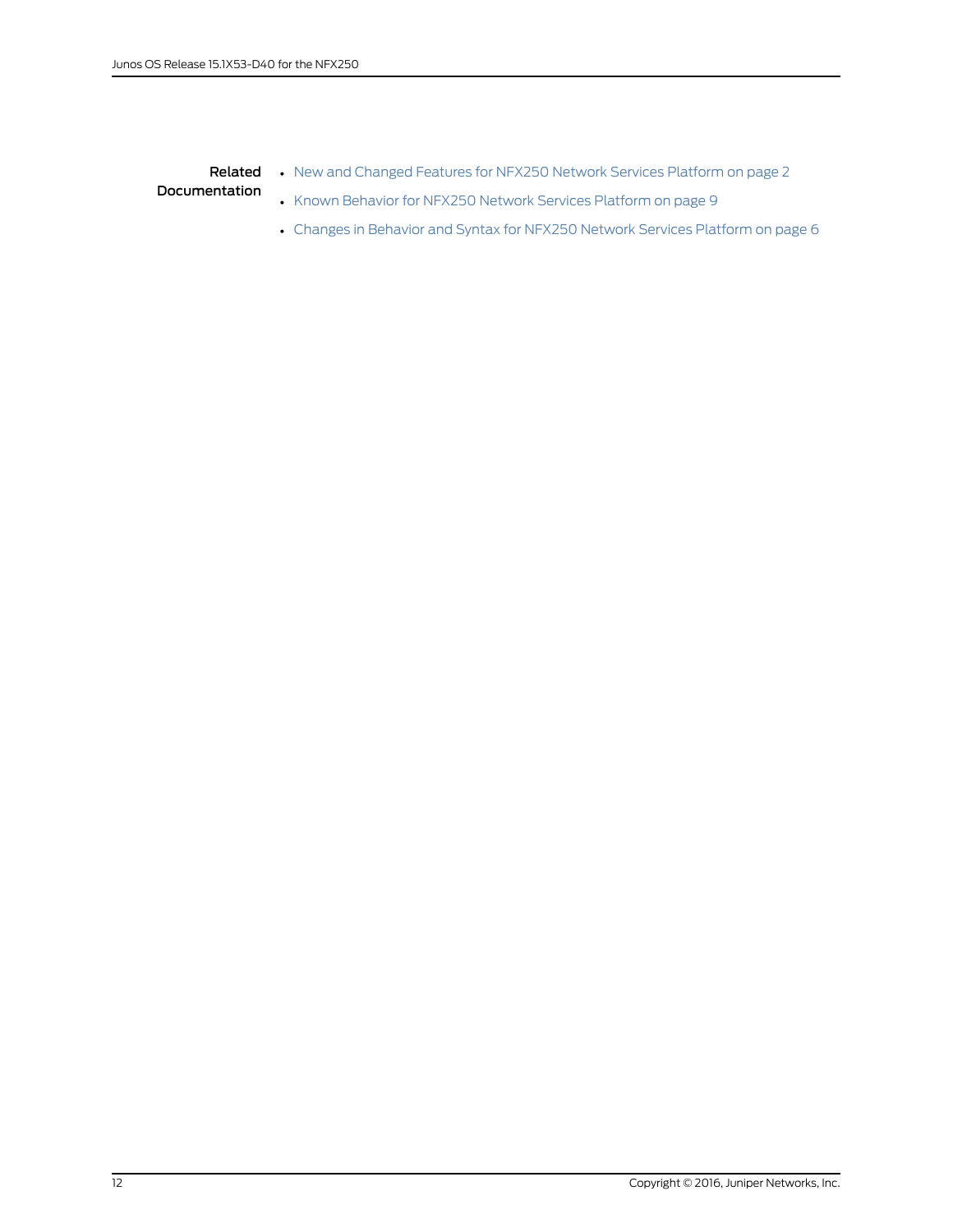**Related Documentation**

- New and Changed Features for NFX250 Network Services Platform on page 2
- Known Behavior for NFX250 Network Services Platform on page 9
- Changes in Behavior and Syntax for NFX250 Network Services Platform on page 6